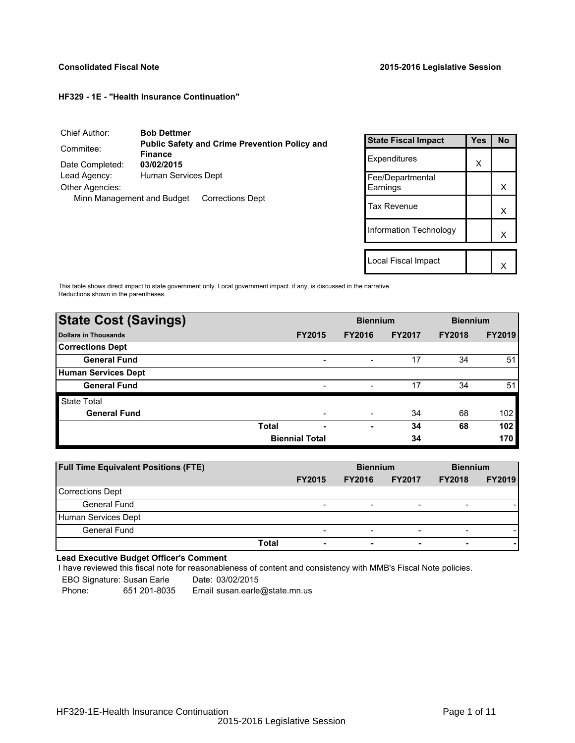**Consolidated Fiscal Note** **2015-2016 Legislative Session**

**HF329 - 1E - "Health Insurance Continuation"**

| | |
|---|---|
| Chief Author: | **Bob Dettmer** |
| Commitee: | **Public Safety and Crime Prevention Policy and Finance** |
| Date Completed: | **03/02/2015** |
| Lead Agency: | Human Services Dept |
| Other Agencies: | |
| Minn Management and Budget | Corrections Dept |

| State Fiscal Impact | Yes | No |
|---|---|---|
| Expenditures | X | |
| Fee/Departmental Earnings | | X |
| Tax Revenue | | X |
| Information Technology | | X |
| Local Fiscal Impact | | X |

This table shows direct impact to state government only. Local government impact. if any, is discussed in the narrative. Reductions shown in the parentheses.

| **State Cost (Savings)** | | **Biennium** | | **Biennium** | |
|---|---|---|---|---|---|
| **Dollars in Thousands** | **FY2015** | **FY2016** | **FY2017** | **FY2018** | **FY2019** |
| **Corrections Dept** | | | | | |
| **General Fund** | - | - | 17 | 34 | 51 |
| **Human Services Dept** | | | | | |
| **General Fund** | - | - | 17 | 34 | 51 |
| State Total | | | | | |
| **General Fund** | - | - | 34 | 68 | 102 |
| **Total** | **-** | **-** | **34** | **68** | **102** |
| **Biennial Total** | | | **34** | | **170** |

| **Full Time Equivalent Positions (FTE)** | | **Biennium** | | **Biennium** | |
|---|---|---|---|---|---|
| | **FY2015** | **FY2016** | **FY2017** | **FY2018** | **FY2019** |
| Corrections Dept | | | | | |
| General Fund | - | - | - | - | - |
| Human Services Dept | | | | | |
| General Fund | - | - | - | - | - |
| **Total** | **-** | **-** | **-** | **-** | **-** |

**Lead Executive Budget Officer's Comment**

I have reviewed this fiscal note for reasonableness of content and consistency with MMB's Fiscal Note policies.

EBO Signature: Susan Earle    Date: 03/02/2015

Phone: 651 201-8035    Email susan.earle@state.mn.us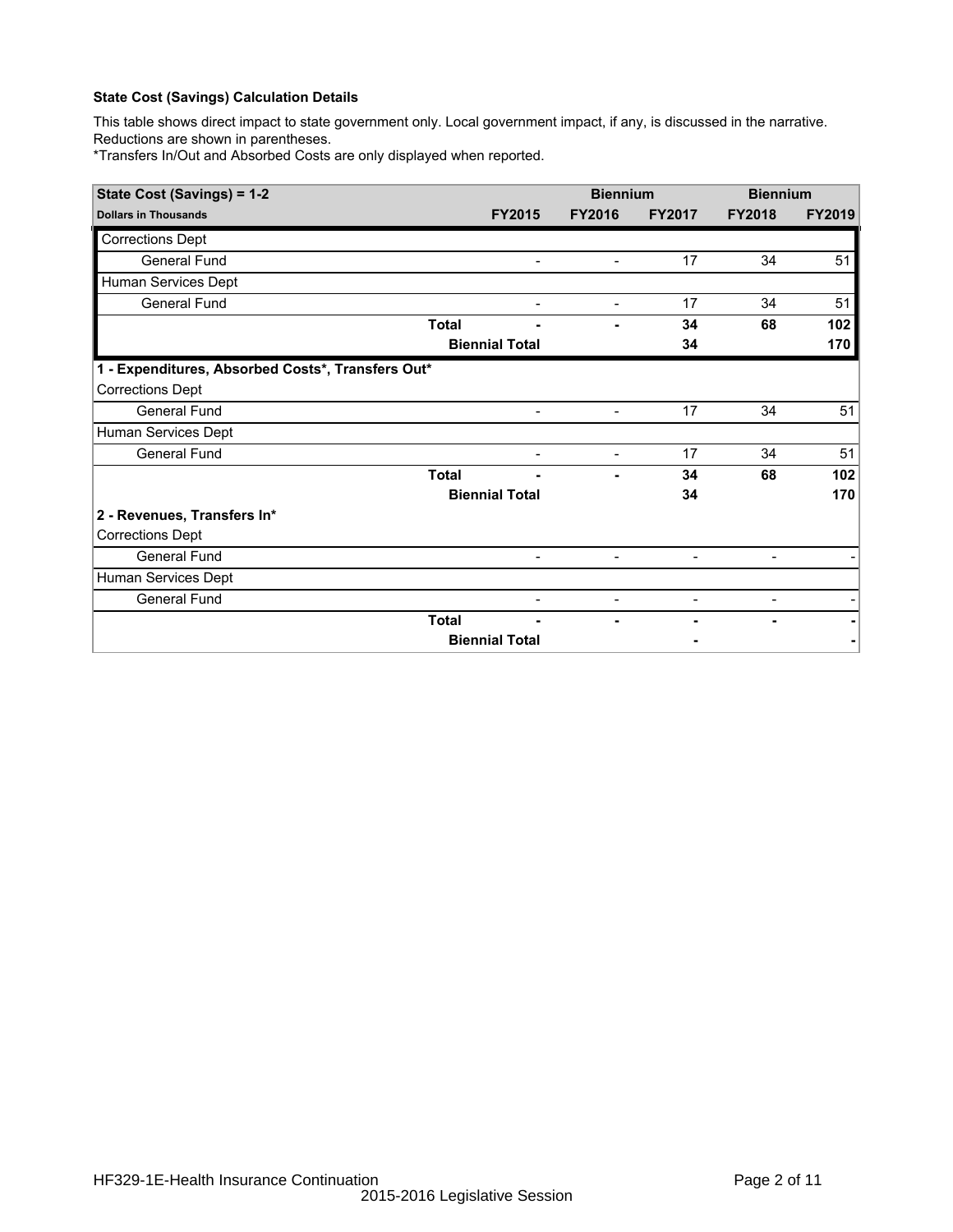**State Cost (Savings) Calculation Details**

This table shows direct impact to state government only. Local government impact, if any, is discussed in the narrative. Reductions are shown in parentheses.
*Transfers In/Out and Absorbed Costs are only displayed when reported.

| State Cost (Savings) = 1-2 | | Biennium | | Biennium | |
|---|---|---|---|---|---|
| **Dollars in Thousands** | **FY2015** | **FY2016** | **FY2017** | **FY2018** | **FY2019** |
| Corrections Dept | | | | | |
| General Fund | - | - | 17 | 34 | 51 |
| Human Services Dept | | | | | |
| General Fund | - | - | 17 | 34 | 51 |
| **Total** | **-** | **-** | **34** | **68** | **102** |
| **Biennial Total** | | | **34** | | **170** |
| **1 - Expenditures, Absorbed Costs*, Transfers Out*** | | | | | |
| Corrections Dept | | | | | |
| General Fund | - | - | 17 | 34 | 51 |
| Human Services Dept | | | | | |
| General Fund | - | - | 17 | 34 | 51 |
| **Total** | **-** | **-** | **34** | **68** | **102** |
| **Biennial Total** | | | **34** | | **170** |
| **2 - Revenues, Transfers In*** | | | | | |
| Corrections Dept | | | | | |
| General Fund | - | - | - | - | - |
| Human Services Dept | | | | | |
| General Fund | - | - | - | - | - |
| **Total** | **-** | **-** | **-** | **-** | **-** |
| **Biennial Total** | | | **-** | | **-** |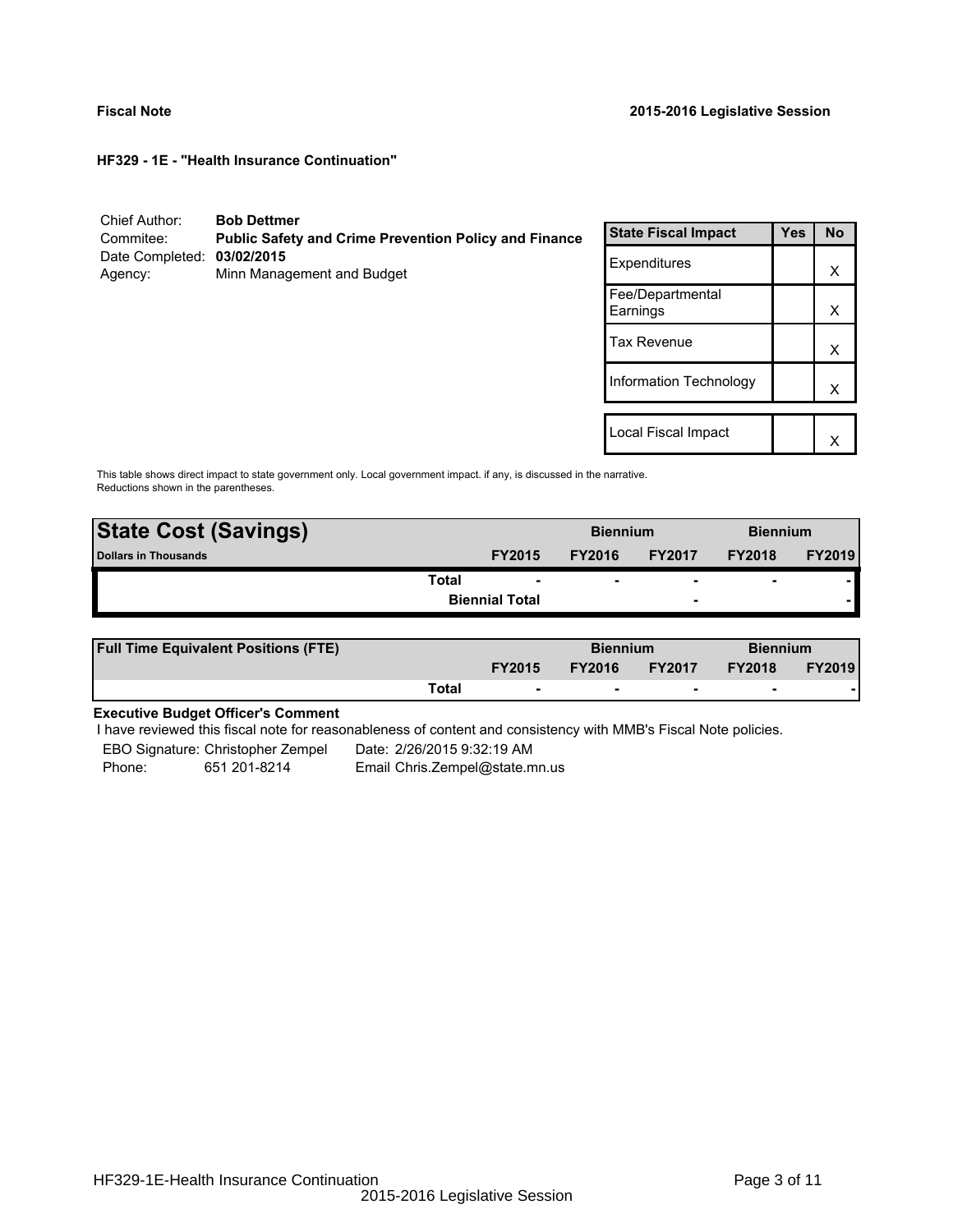**Fiscal Note** **2015-2016 Legislative Session**

**HF329 - 1E - "Health Insurance Continuation"**

| | |
|---|---|
| Chief Author: | **Bob Dettmer** |
| Commitee: | **Public Safety and Crime Prevention Policy and Finance** |
| Date Completed: | **03/02/2015** |
| Agency: | Minn Management and Budget |

| State Fiscal Impact | Yes | No |
|---|---|---|
| Expenditures | | X |
| Fee/Departmental Earnings | | X |
| Tax Revenue | | X |
| Information Technology | | X |
| | | |
| Local Fiscal Impact | | X |

This table shows direct impact to state government only. Local government impact. if any, is discussed in the narrative. Reductions shown in the parentheses.

| **State Cost (Savings)** | | **Biennium** | | **Biennium** | |
|---|---|---|---|---|---|
| **Dollars in Thousands** | **FY2015** | **FY2016** | **FY2017** | **FY2018** | **FY2019** |
| **Total** | - | - | - | - | - |
| **Biennial Total** | | | - | | - |

| **Full Time Equivalent Positions (FTE)** | | **Biennium** | | **Biennium** | |
|---|---|---|---|---|---|
| | **FY2015** | **FY2016** | **FY2017** | **FY2018** | **FY2019** |
| **Total** | - | - | - | - | - |

**Executive Budget Officer's Comment**

I have reviewed this fiscal note for reasonableness of content and consistency with MMB's Fiscal Note policies.

EBO Signature: Christopher Zempel Date: 2/26/2015 9:32:19 AM
Phone: 651 201-8214 Email Chris.Zempel@state.mn.us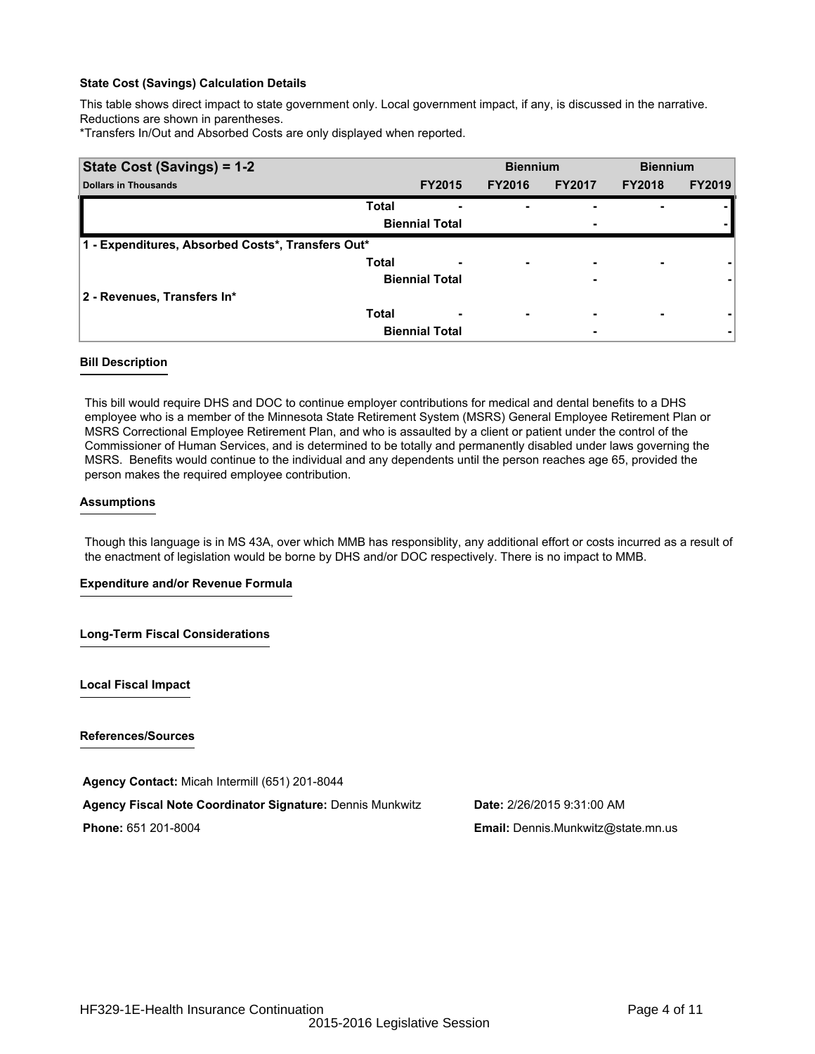**State Cost (Savings) Calculation Details**

This table shows direct impact to state government only. Local government impact, if any, is discussed in the narrative. Reductions are shown in parentheses.
*Transfers In/Out and Absorbed Costs are only displayed when reported.

| State Cost (Savings) = 1-2 | | | Biennium | | Biennium | |
|---|---|---|---|---|---|---|
| Dollars in Thousands | | FY2015 | FY2016 | FY2017 | FY2018 | FY2019 |
| | Total | - | - | - | - | - |
| | Biennial Total | | | - | | - |
| 1 - Expenditures, Absorbed Costs*, Transfers Out* | | | | | | |
| | Total | - | - | - | - | - |
| | Biennial Total | | | - | | - |
| 2 - Revenues, Transfers In* | | | | | | |
| | Total | - | - | - | - | - |
| | Biennial Total | | | - | | - |

**Bill Description**

This bill would require DHS and DOC to continue employer contributions for medical and dental benefits to a DHS employee who is a member of the Minnesota State Retirement System (MSRS) General Employee Retirement Plan or MSRS Correctional Employee Retirement Plan, and who is assaulted by a client or patient under the control of the Commissioner of Human Services, and is determined to be totally and permanently disabled under laws governing the MSRS. Benefits would continue to the individual and any dependents until the person reaches age 65, provided the person makes the required employee contribution.

**Assumptions**

Though this language is in MS 43A, over which MMB has responsiblity, any additional effort or costs incurred as a result of the enactment of legislation would be borne by DHS and/or DOC respectively. There is no impact to MMB.

**Expenditure and/or Revenue Formula**

**Long-Term Fiscal Considerations**

**Local Fiscal Impact**

**References/Sources**

**Agency Contact:** Micah Intermill (651) 201-8044

**Agency Fiscal Note Coordinator Signature:** Dennis Munkwitz

**Date:** 2/26/2015 9:31:00 AM

**Phone:** 651 201-8004

**Email:** Dennis.Munkwitz@state.mn.us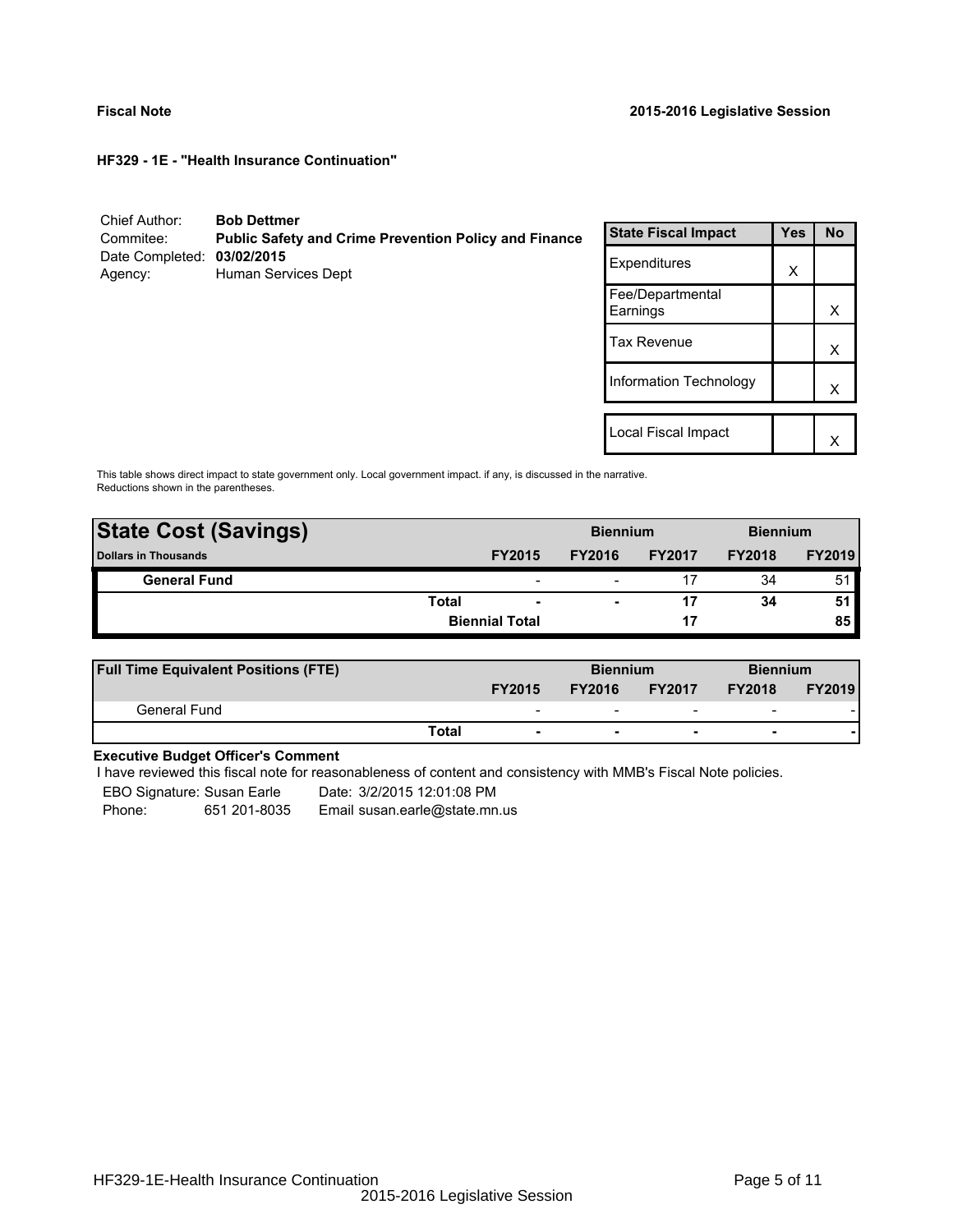**Fiscal Note** **2015-2016 Legislative Session**

**HF329 - 1E - "Health Insurance Continuation"**

Chief Author: **Bob Dettmer**
Commitee: **Public Safety and Crime Prevention Policy and Finance**
Date Completed: **03/02/2015**
Agency: Human Services Dept

| State Fiscal Impact | Yes | No |
|---|---|---|
| Expenditures | X | |
| Fee/Departmental Earnings | | X |
| Tax Revenue | | X |
| Information Technology | | X |
| Local Fiscal Impact | | X |

This table shows direct impact to state government only. Local government impact. if any, is discussed in the narrative.
Reductions shown in the parentheses.

| State Cost (Savings) | | Biennium | | Biennium | |
|---|---|---|---|---|---|
| Dollars in Thousands | FY2015 | FY2016 | FY2017 | FY2018 | FY2019 |
| **General Fund** | - | - | 17 | 34 | 51 |
| **Total** | **-** | **-** | **17** | **34** | **51** |
| **Biennial Total** | | | **17** | | **85** |

| Full Time Equivalent Positions (FTE) | | Biennium | | Biennium | |
|---|---|---|---|---|---|
| | FY2015 | FY2016 | FY2017 | FY2018 | FY2019 |
| General Fund | - | - | - | - | - |
| **Total** | **-** | **-** | **-** | **-** | **-** |

**Executive Budget Officer's Comment**

I have reviewed this fiscal note for reasonableness of content and consistency with MMB's Fiscal Note policies.

EBO Signature: Susan Earle Date: 3/2/2015 12:01:08 PM
Phone: 651 201-8035 Email susan.earle@state.mn.us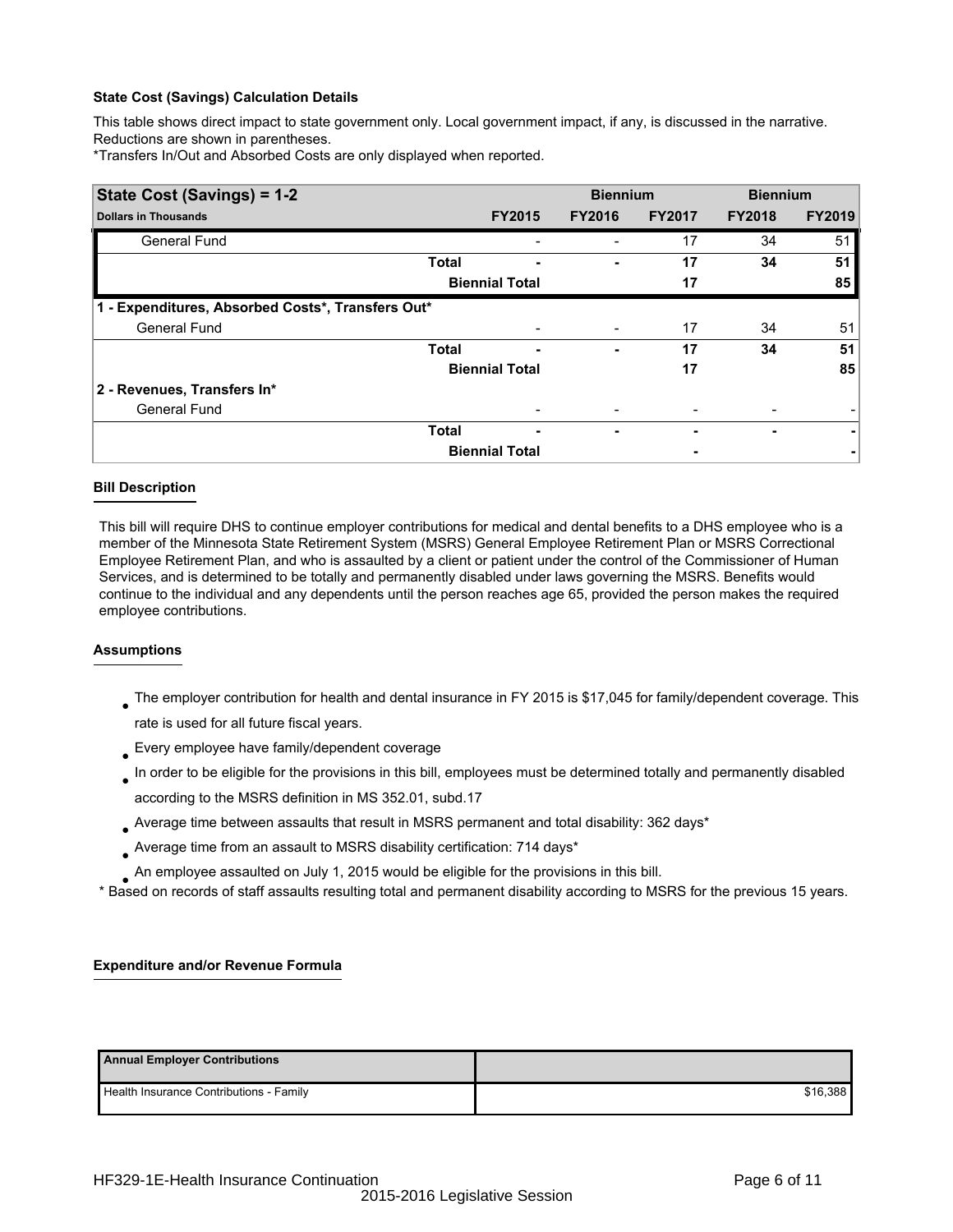### State Cost (Savings) Calculation Details

This table shows direct impact to state government only. Local government impact, if any, is discussed in the narrative. Reductions are shown in parentheses.
*Transfers In/Out and Absorbed Costs are only displayed when reported.

| State Cost (Savings) = 1-2 | | Biennium | | Biennium | |
|---|---|---|---|---|---|
| **Dollars in Thousands** | **FY2015** | **FY2016** | **FY2017** | **FY2018** | **FY2019** |
| General Fund | - | - | 17 | 34 | 51 |
| **Total** | **-** | **-** | **17** | **34** | **51** |
| **Biennial Total** | | | **17** | | **85** |
| **1 - Expenditures, Absorbed Costs*, Transfers Out*** | | | | | |
| General Fund | - | - | 17 | 34 | 51 |
| **Total** | **-** | **-** | **17** | **34** | **51** |
| **Biennial Total** | | | **17** | | **85** |
| **2 - Revenues, Transfers In*** | | | | | |
| General Fund | - | - | - | - | - |
| **Total** | **-** | **-** | **-** | **-** | **-** |
| **Biennial Total** | | | **-** | | **-** |

### Bill Description

This bill will require DHS to continue employer contributions for medical and dental benefits to a DHS employee who is a member of the Minnesota State Retirement System (MSRS) General Employee Retirement Plan or MSRS Correctional Employee Retirement Plan, and who is assaulted by a client or patient under the control of the Commissioner of Human Services, and is determined to be totally and permanently disabled under laws governing the MSRS. Benefits would continue to the individual and any dependents until the person reaches age 65, provided the person makes the required employee contributions.

### Assumptions

- The employer contribution for health and dental insurance in FY 2015 is $17,045 for family/dependent coverage. This rate is used for all future fiscal years.
- Every employee have family/dependent coverage
- In order to be eligible for the provisions in this bill, employees must be determined totally and permanently disabled according to the MSRS definition in MS 352.01, subd.17
- Average time between assaults that result in MSRS permanent and total disability: 362 days*
- Average time from an assault to MSRS disability certification: 714 days*
- An employee assaulted on July 1, 2015 would be eligible for the provisions in this bill.

* Based on records of staff assaults resulting total and permanent disability according to MSRS for the previous 15 years.

### Expenditure and/or Revenue Formula

| Annual Employer Contributions | |
|---|---|
| Health Insurance Contributions - Family | $16,388 |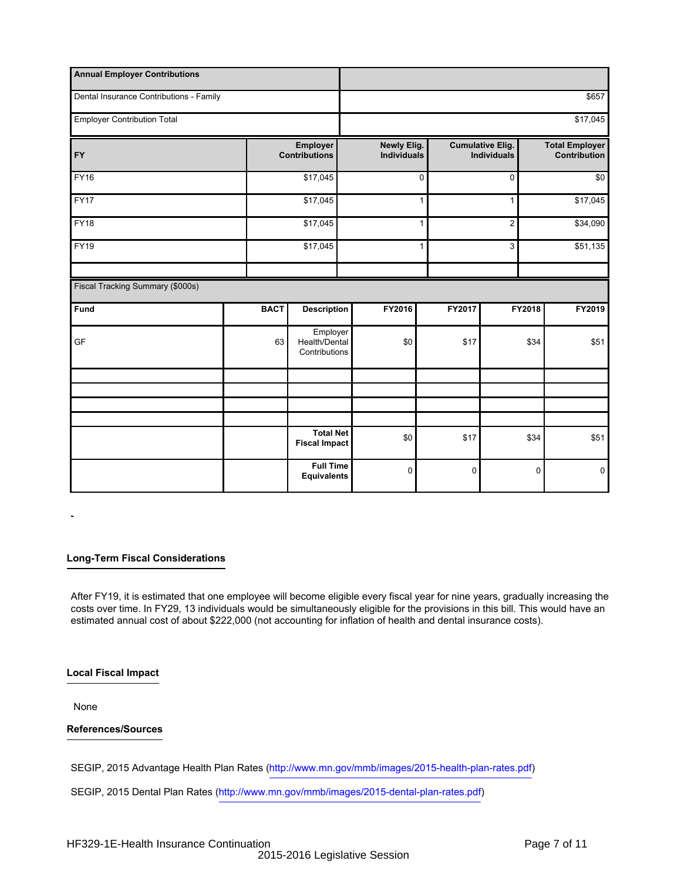| Annual Employer Contributions | |
|---|---|
| Dental Insurance Contributions - Family | $657 |
| Employer Contribution Total | $17,045 |

| FY | Employer Contributions | Newly Elig. Individuals | Cumulative Elig. Individuals | Total Employer Contribution |
|---|---|---|---|---|
| FY16 | $17,045 | 0 | 0 | $0 |
| FY17 | $17,045 | 1 | 1 | $17,045 |
| FY18 | $17,045 | 1 | 2 | $34,090 |
| FY19 | $17,045 | 1 | 3 | $51,135 |
| | | | | |

Fiscal Tracking Summary ($000s)

| Fund | BACT | Description | FY2016 | FY2017 | FY2018 | FY2019 |
|---|---|---|---|---|---|---|
| GF | 63 | Employer Health/Dental Contributions | $0 | $17 | $34 | $51 |
| | | | | | | |
| | | | | | | |
| | | | | | | |
| | | | | | | |
| | | **Total Net Fiscal Impact** | $0 | $17 | $34 | $51 |
| | | **Full Time Equivalents** | 0 | 0 | 0 | 0 |

-

**Long-Term Fiscal Considerations**

After FY19, it is estimated that one employee will become eligible every fiscal year for nine years, gradually increasing the costs over time. In FY29, 13 individuals would be simultaneously eligible for the provisions in this bill. This would have an estimated annual cost of about $222,000 (not accounting for inflation of health and dental insurance costs).

**Local Fiscal Impact**

None

**References/Sources**

SEGIP, 2015 Advantage Health Plan Rates (http://www.mn.gov/mmb/images/2015-health-plan-rates.pdf)

SEGIP, 2015 Dental Plan Rates (http://www.mn.gov/mmb/images/2015-dental-plan-rates.pdf)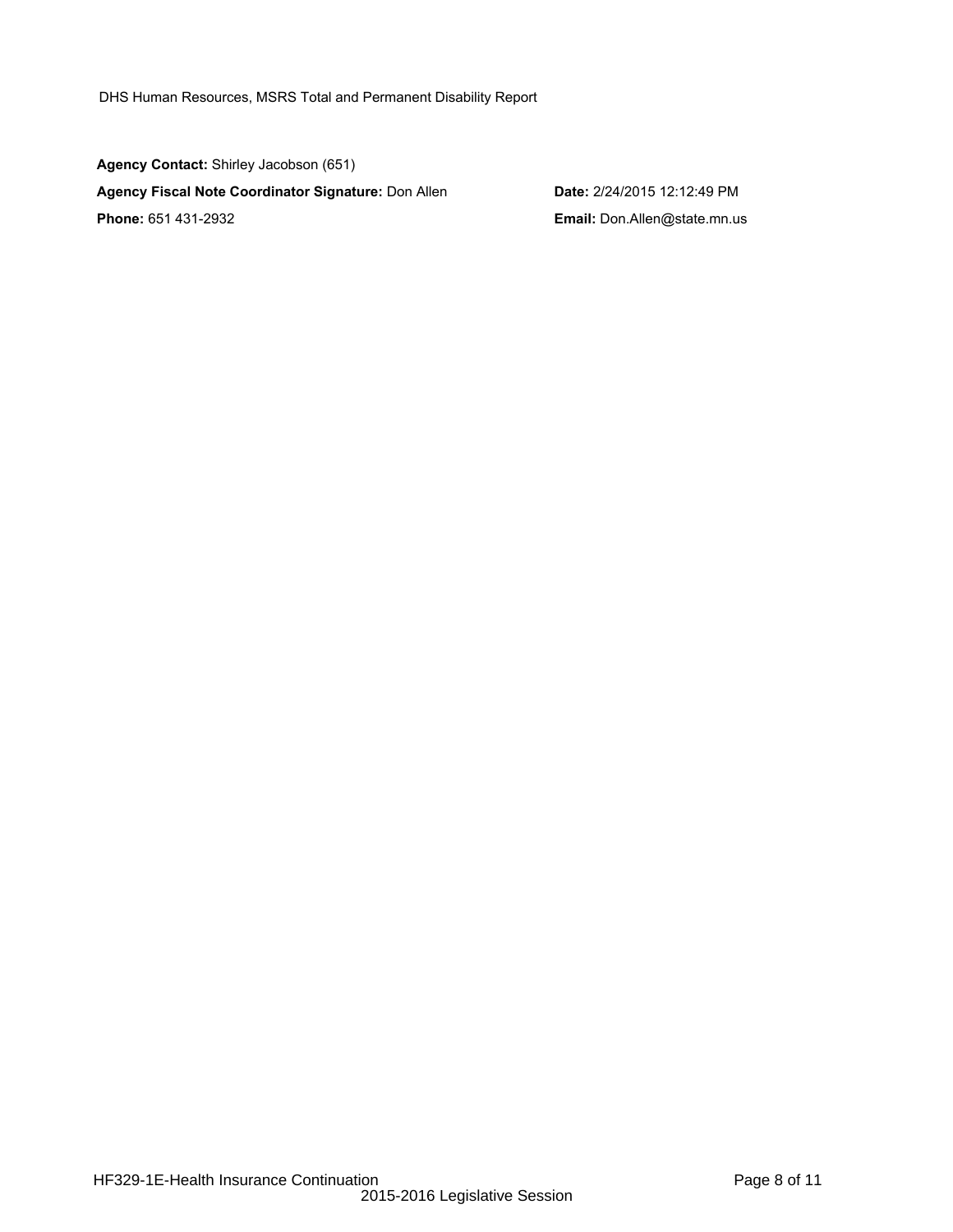DHS Human Resources, MSRS Total and Permanent Disability Report

**Agency Contact:** Shirley Jacobson (651)

**Agency Fiscal Note Coordinator Signature:** Don Allen

**Date:** 2/24/2015 12:12:49 PM

**Phone:** 651 431-2932

**Email:** Don.Allen@state.mn.us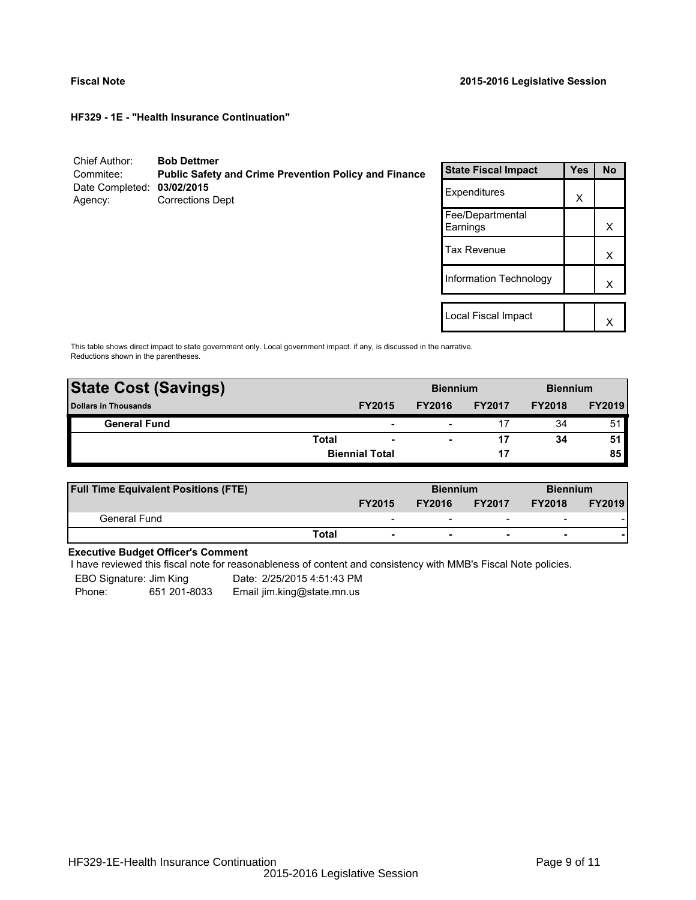**Fiscal Note** **2015-2016 Legislative Session**

**HF329 - 1E - "Health Insurance Continuation"**

Chief Author: **Bob Dettmer**
Commitee: **Public Safety and Crime Prevention Policy and Finance**
Date Completed: **03/02/2015**
Agency: Corrections Dept

| State Fiscal Impact | Yes | No |
|---|---|---|
| Expenditures | X | |
| Fee/Departmental Earnings | | X |
| Tax Revenue | | X |
| Information Technology | | X |
| Local Fiscal Impact | | X |

This table shows direct impact to state government only. Local government impact. if any, is discussed in the narrative. Reductions shown in the parentheses.

| State Cost (Savings) | | Biennium | | Biennium | |
|---|---|---|---|---|---|
| Dollars in Thousands | FY2015 | FY2016 | FY2017 | FY2018 | FY2019 |
| General Fund | - | - | 17 | 34 | 51 |
| Total | - | - | 17 | 34 | 51 |
| Biennial Total | | | 17 | | 85 |

| Full Time Equivalent Positions (FTE) | | Biennium | | Biennium | |
|---|---|---|---|---|---|
| | FY2015 | FY2016 | FY2017 | FY2018 | FY2019 |
| General Fund | - | - | - | - | - |
| Total | - | - | - | - | - |

**Executive Budget Officer's Comment**

I have reviewed this fiscal note for reasonableness of content and consistency with MMB's Fiscal Note policies.

EBO Signature: Jim King Date: 2/25/2015 4:51:43 PM
Phone: 651 201-8033 Email jim.king@state.mn.us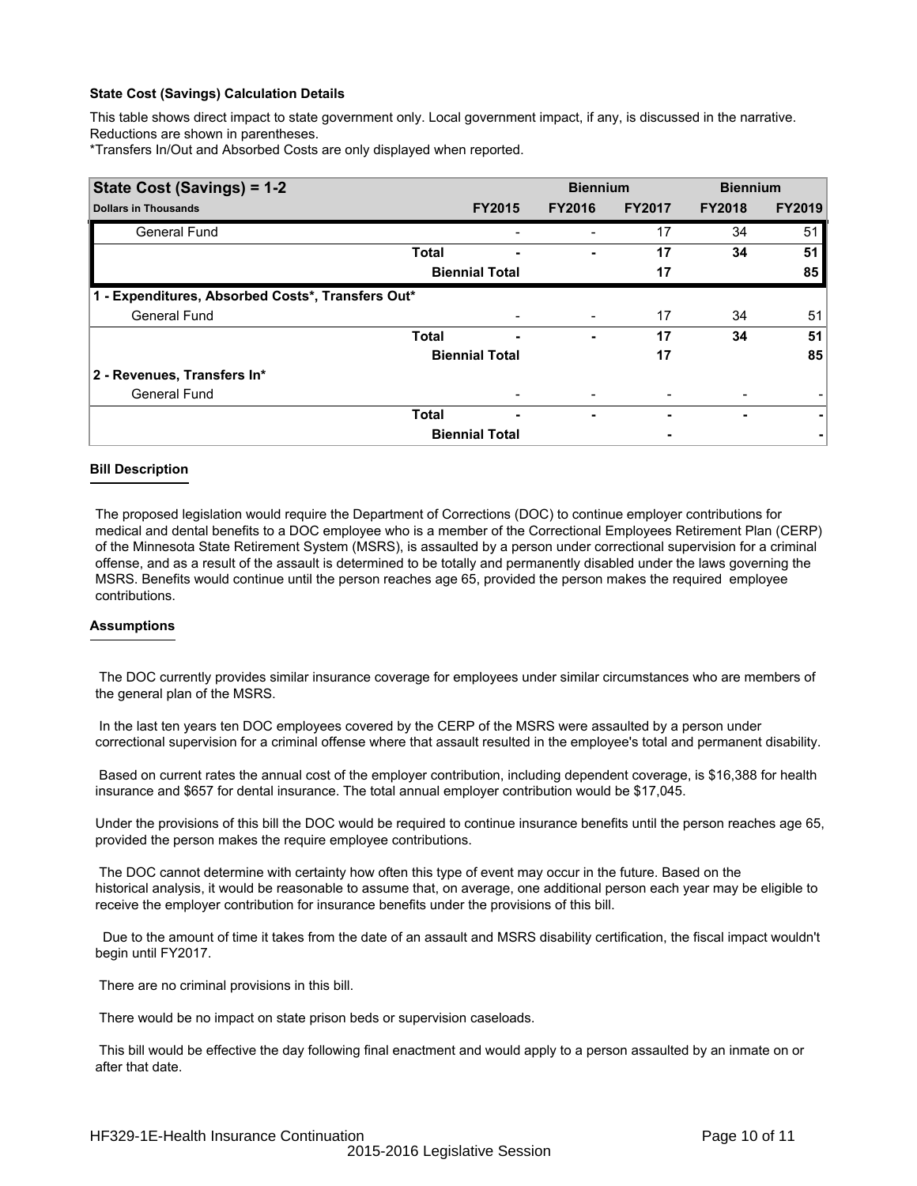**State Cost (Savings) Calculation Details**

This table shows direct impact to state government only. Local government impact, if any, is discussed in the narrative. Reductions are shown in parentheses.

*Transfers In/Out and Absorbed Costs are only displayed when reported.

| State Cost (Savings) = 1-2 | | | Biennium | | Biennium | |
|---|---|---|---|---|---|---|
| **Dollars in Thousands** | | **FY2015** | **FY2016** | **FY2017** | **FY2018** | **FY2019** |
| General Fund | | - | - | 17 | 34 | 51 |
| | **Total** | **-** | **-** | **17** | **34** | **51** |
| | **Biennial Total** | | | **17** | | **85** |
| **1 - Expenditures, Absorbed Costs*, Transfers Out*** | | | | | | |
| General Fund | | - | - | 17 | 34 | 51 |
| | **Total** | **-** | **-** | **17** | **34** | **51** |
| | **Biennial Total** | | | **17** | | **85** |
| **2 - Revenues, Transfers In*** | | | | | | |
| General Fund | | - | - | - | - | - |
| | **Total** | **-** | **-** | **-** | **-** | **-** |
| | **Biennial Total** | | | **-** | | **-** |

**Bill Description**

The proposed legislation would require the Department of Corrections (DOC) to continue employer contributions for medical and dental benefits to a DOC employee who is a member of the Correctional Employees Retirement Plan (CERP) of the Minnesota State Retirement System (MSRS), is assaulted by a person under correctional supervision for a criminal offense, and as a result of the assault is determined to be totally and permanently disabled under the laws governing the MSRS. Benefits would continue until the person reaches age 65, provided the person makes the required employee contributions.

**Assumptions**

The DOC currently provides similar insurance coverage for employees under similar circumstances who are members of the general plan of the MSRS.

In the last ten years ten DOC employees covered by the CERP of the MSRS were assaulted by a person under correctional supervision for a criminal offense where that assault resulted in the employee's total and permanent disability.

Based on current rates the annual cost of the employer contribution, including dependent coverage, is $16,388 for health insurance and $657 for dental insurance. The total annual employer contribution would be $17,045.

Under the provisions of this bill the DOC would be required to continue insurance benefits until the person reaches age 65, provided the person makes the require employee contributions.

The DOC cannot determine with certainty how often this type of event may occur in the future. Based on the historical analysis, it would be reasonable to assume that, on average, one additional person each year may be eligible to receive the employer contribution for insurance benefits under the provisions of this bill.

Due to the amount of time it takes from the date of an assault and MSRS disability certification, the fiscal impact wouldn't begin until FY2017.

There are no criminal provisions in this bill.

There would be no impact on state prison beds or supervision caseloads.

This bill would be effective the day following final enactment and would apply to a person assaulted by an inmate on or after that date.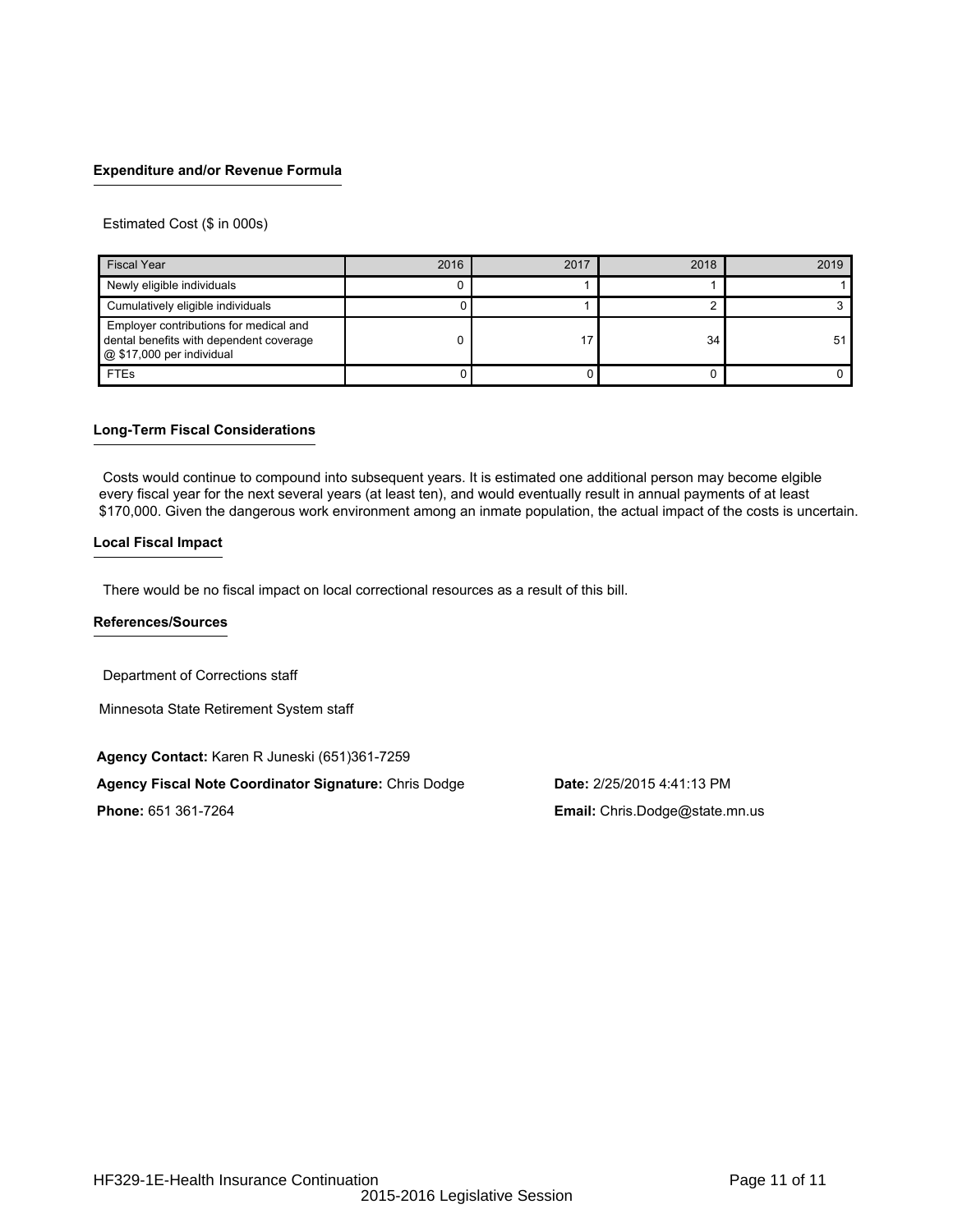### Expenditure and/or Revenue Formula

Estimated Cost ($ in 000s)

| Fiscal Year | 2016 | 2017 | 2018 | 2019 |
|---|---|---|---|---|
| Newly eligible individuals | 0 | 1 | 1 | 1 |
| Cumulatively eligible individuals | 0 | 1 | 2 | 3 |
| Employer contributions for medical and dental benefits with dependent coverage @ $17,000 per individual | 0 | 17 | 34 | 51 |
| FTEs | 0 | 0 | 0 | 0 |

### Long-Term Fiscal Considerations

Costs would continue to compound into subsequent years. It is estimated one additional person may become elgible every fiscal year for the next several years (at least ten), and would eventually result in annual payments of at least $170,000. Given the dangerous work environment among an inmate population, the actual impact of the costs is uncertain.

### Local Fiscal Impact

There would be no fiscal impact on local correctional resources as a result of this bill.

### References/Sources

Department of Corrections staff

Minnesota State Retirement System staff

**Agency Contact:** Karen R Juneski (651)361-7259

**Agency Fiscal Note Coordinator Signature:** Chris Dodge

**Date:** 2/25/2015 4:41:13 PM

**Phone:** 651 361-7264

**Email:** Chris.Dodge@state.mn.us